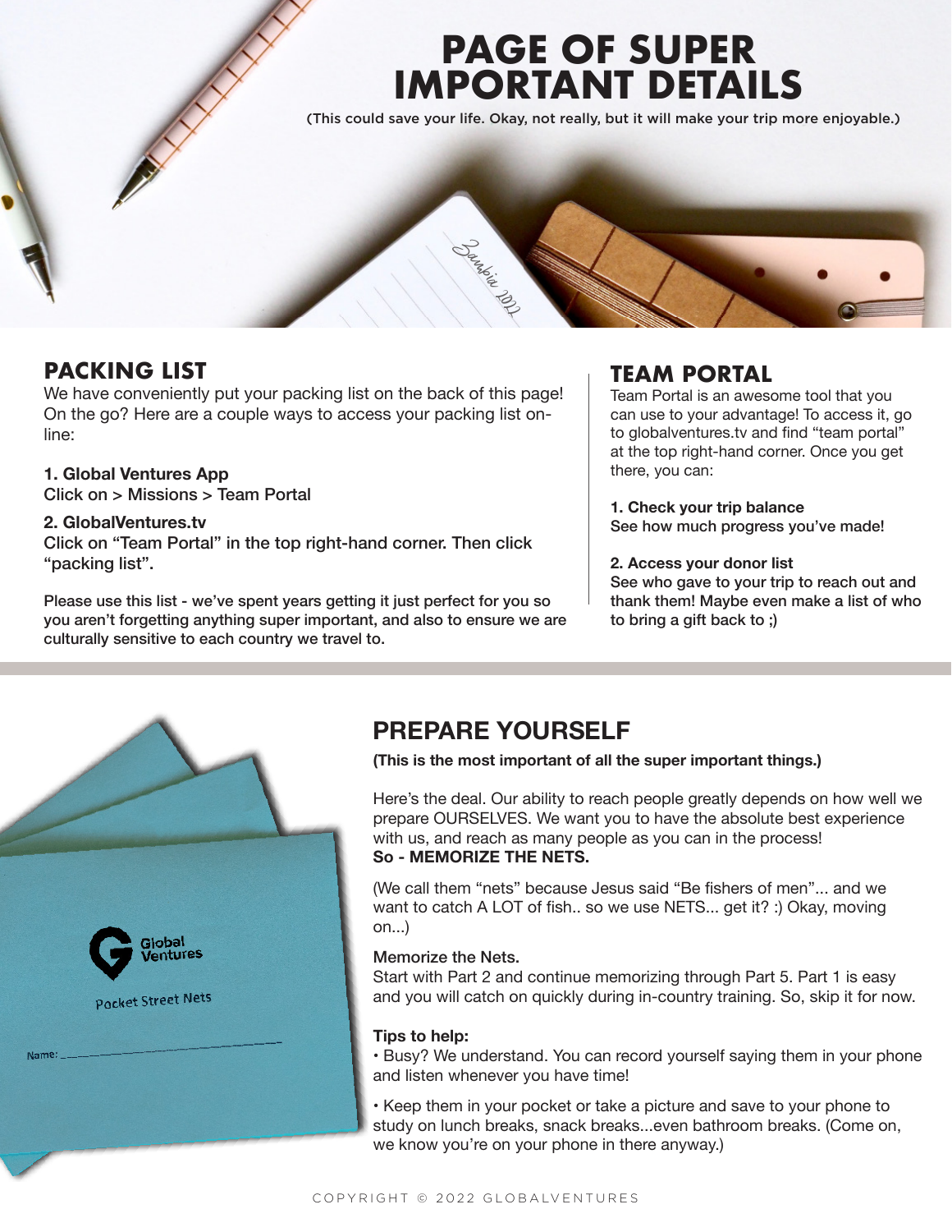# PAGE OF SUPER IMPORTANT DETAILS

(This could save your life. Okay, not really, but it will make your trip more enjoyable.)

## PACKING LIST

We have conveniently put your packing list on the back of this page! On the go? Here are a couple ways to access your packing list online:

**1. Global Ventures App**
Click on > Missions > Team Portal

**2. GlobalVentures.tv**
Click on "Team Portal" in the top right-hand corner. Then click "packing list".

Please use this list - we've spent years getting it just perfect for you so you aren't forgetting anything super important, and also to ensure we are culturally sensitive to each country we travel to.

## TEAM PORTAL

Team Portal is an awesome tool that you can use to your advantage! To access it, go to globalventures.tv and find "team portal" at the top right-hand corner. Once you get there, you can:

**1. Check your trip balance**
See how much progress you've made!

**2. Access your donor list**
See who gave to your trip to reach out and thank them! Maybe even make a list of who to bring a gift back to ;)

## PREPARE YOURSELF

**(This is the most important of all the super important things.)**

Here's the deal. Our ability to reach people greatly depends on how well we prepare OURSELVES. We want you to have the absolute best experience with us, and reach as many people as you can in the process!
**So - MEMORIZE THE NETS.**

(We call them "nets" because Jesus said "Be fishers of men"... and we want to catch A LOT of fish.. so we use NETS... get it? :) Okay, moving on...)

**Memorize the Nets.**
Start with Part 2 and continue memorizing through Part 5. Part 1 is easy and you will catch on quickly during in-country training. So, skip it for now.

**Tips to help:**

- Busy? We understand. You can record yourself saying them in your phone and listen whenever you have time!
- Keep them in your pocket or take a picture and save to your phone to study on lunch breaks, snack breaks...even bathroom breaks. (Come on, we know you're on your phone in there anyway.)

COPYRIGHT © 2022 GLOBALVENTURES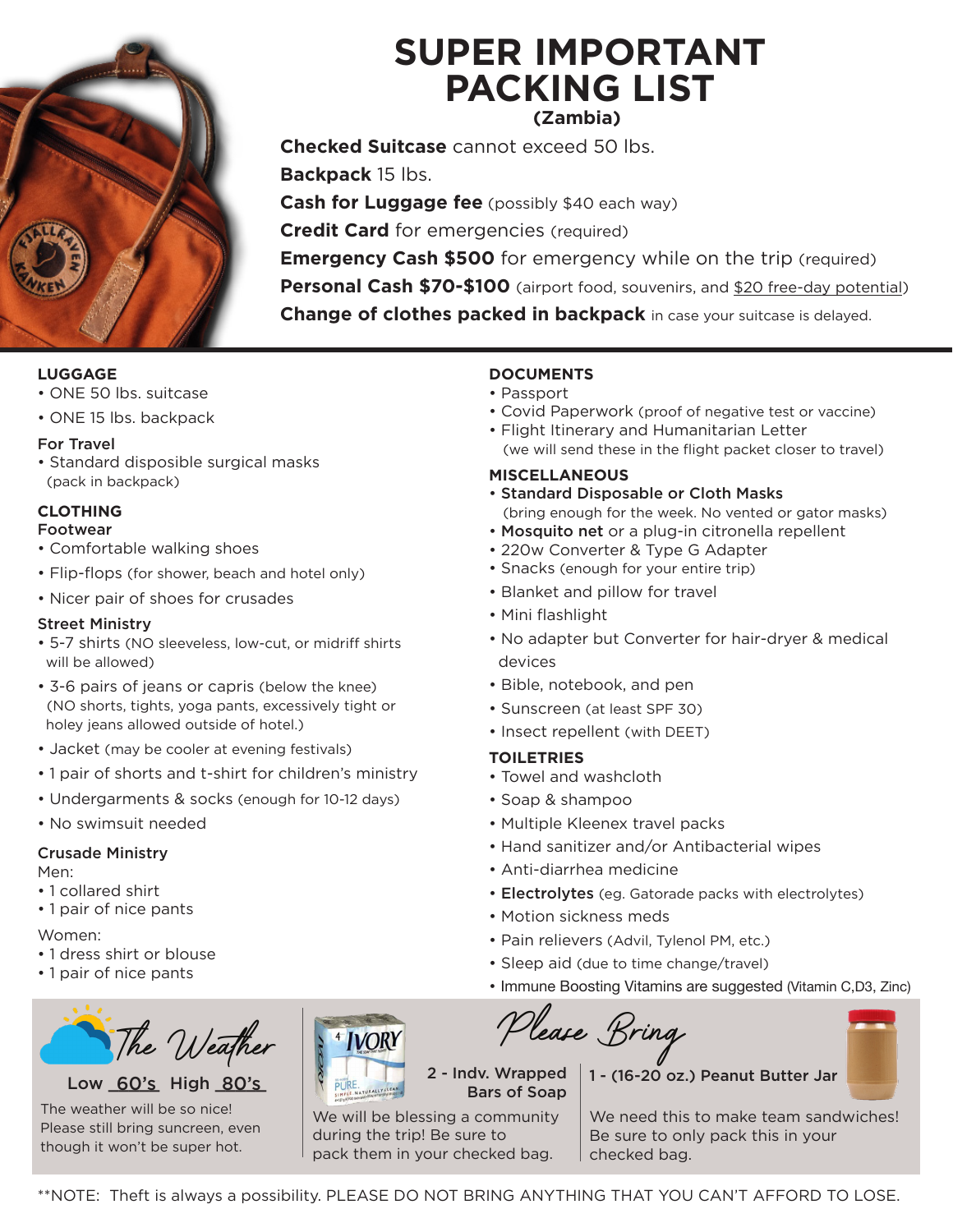# SUPER IMPORTANT PACKING LIST

**(Zambia)**

**Checked Suitcase** cannot exceed 50 lbs.

**Backpack** 15 lbs.

**Cash for Luggage fee** (possibly $40 each way)

**Credit Card** for emergencies (required)

**Emergency Cash $500** for emergency while on the trip (required)

**Personal Cash $70-$100** (airport food, souvenirs, and $20 free-day potential)

**Change of clothes packed in backpack** in case your suitcase is delayed.

## LUGGAGE

- ONE 50 lbs. suitcase
- ONE 15 lbs. backpack

### For Travel

- Standard disposable surgical masks (pack in backpack)

## CLOTHING

### Footwear

- Comfortable walking shoes
- Flip-flops (for shower, beach and hotel only)
- Nicer pair of shoes for crusades

### Street Ministry

- 5-7 shirts (NO sleeveless, low-cut, or midriff shirts will be allowed)
- 3-6 pairs of jeans or capris (below the knee) (NO shorts, tights, yoga pants, excessively tight or holey jeans allowed outside of hotel.)
- Jacket (may be cooler at evening festivals)
- 1 pair of shorts and t-shirt for children's ministry
- Undergarments & socks (enough for 10-12 days)
- No swimsuit needed

### Crusade Ministry

Men:

- 1 collared shirt
- 1 pair of nice pants

Women:

- 1 dress shirt or blouse
- 1 pair of nice pants

## DOCUMENTS

- Passport
- Covid Paperwork (proof of negative test or vaccine)
- Flight Itinerary and Humanitarian Letter (we will send these in the flight packet closer to travel)

## MISCELLANEOUS

- **Standard Disposable or Cloth Masks** (bring enough for the week. No vented or gator masks)
- **Mosquito net** or a plug-in citronella repellent
- 220w Converter & Type G Adapter
- Snacks (enough for your entire trip)
- Blanket and pillow for travel
- Mini flashlight
- No adapter but Converter for hair-dryer & medical devices
- Bible, notebook, and pen
- Sunscreen (at least SPF 30)
- Insect repellent (with DEET)

## TOILETRIES

- Towel and washcloth
- Soap & shampoo
- Multiple Kleenex travel packs
- Hand sanitizer and/or Antibacterial wipes
- Anti-diarrhea medicine
- **Electrolytes** (eg. Gatorade packs with electrolytes)
- Motion sickness meds
- Pain relievers (Advil, Tylenol PM, etc.)
- Sleep aid (due to time change/travel)
- Immune Boosting Vitamins are suggested (Vitamin C,D3, Zinc)

## The Weather

Low 60's High 80's

The weather will be so nice! Please still bring suncreen, even though it won't be super hot.

## Please Bring

**2 - Indv. Wrapped Bars of Soap**

We will be blessing a community during the trip! Be sure to pack them in your checked bag.

**1 - (16-20 oz.) Peanut Butter Jar**

We need this to make team sandwiches! Be sure to only pack this in your checked bag.

**NOTE: Theft is always a possibility. PLEASE DO NOT BRING ANYTHING THAT YOU CAN'T AFFORD TO LOSE.